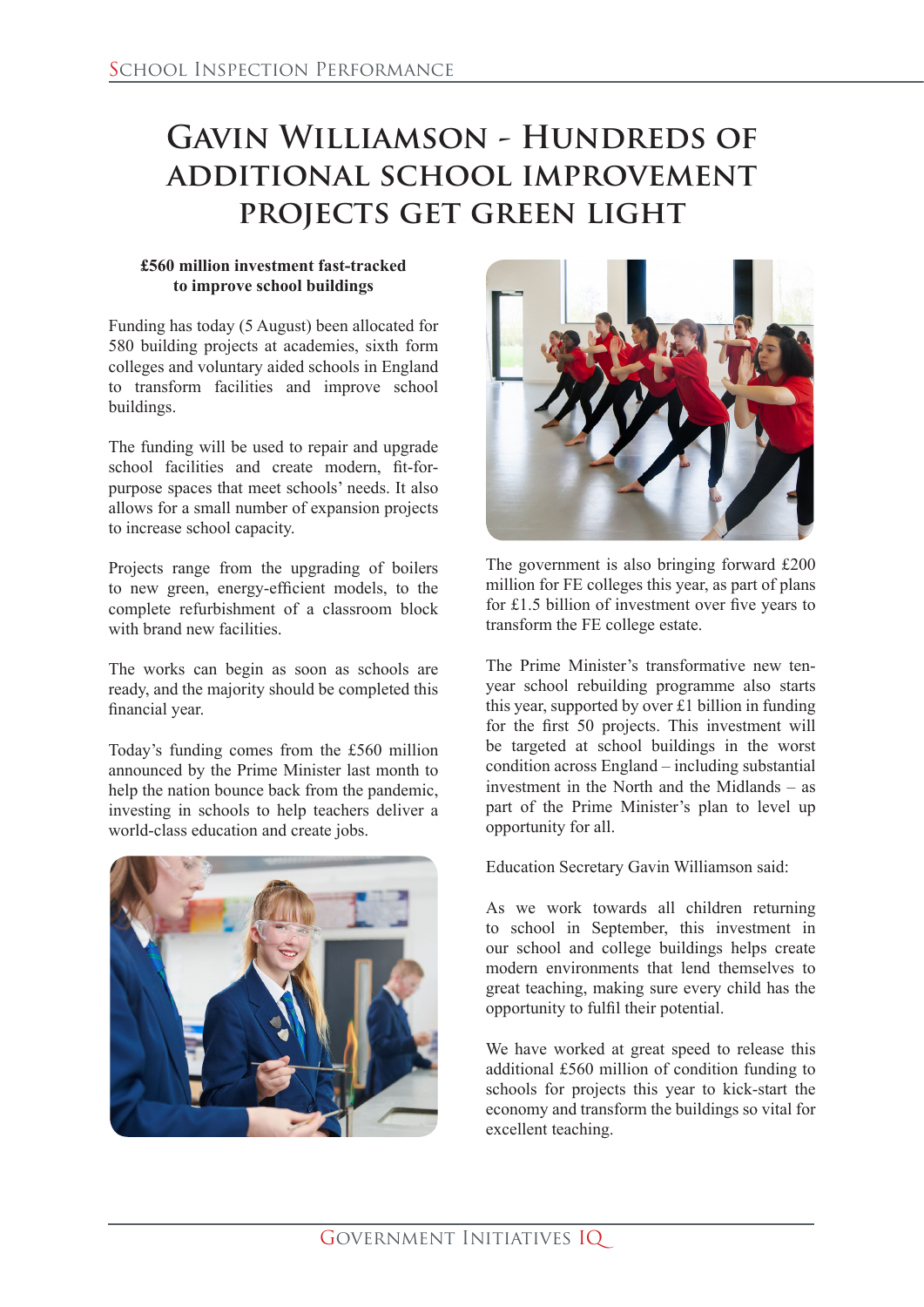# Gavin Williamson - Hundreds of additional school improvement projects get green light

**£560 million investment fast-tracked to improve school buildings**

Funding has today (5 August) been allocated for 580 building projects at academies, sixth form colleges and voluntary aided schools in England to transform facilities and improve school buildings.

The funding will be used to repair and upgrade school facilities and create modern, fit-for-purpose spaces that meet schools' needs. It also allows for a small number of expansion projects to increase school capacity.

Projects range from the upgrading of boilers to new green, energy-efficient models, to the complete refurbishment of a classroom block with brand new facilities.

The works can begin as soon as schools are ready, and the majority should be completed this financial year.

Today's funding comes from the £560 million announced by the Prime Minister last month to help the nation bounce back from the pandemic, investing in schools to help teachers deliver a world-class education and create jobs.

The government is also bringing forward £200 million for FE colleges this year, as part of plans for £1.5 billion of investment over five years to transform the FE college estate.

The Prime Minister's transformative new ten-year school rebuilding programme also starts this year, supported by over £1 billion in funding for the first 50 projects. This investment will be targeted at school buildings in the worst condition across England – including substantial investment in the North and the Midlands – as part of the Prime Minister's plan to level up opportunity for all.

Education Secretary Gavin Williamson said:

As we work towards all children returning to school in September, this investment in our school and college buildings helps create modern environments that lend themselves to great teaching, making sure every child has the opportunity to fulfil their potential.

We have worked at great speed to release this additional £560 million of condition funding to schools for projects this year to kick-start the economy and transform the buildings so vital for excellent teaching.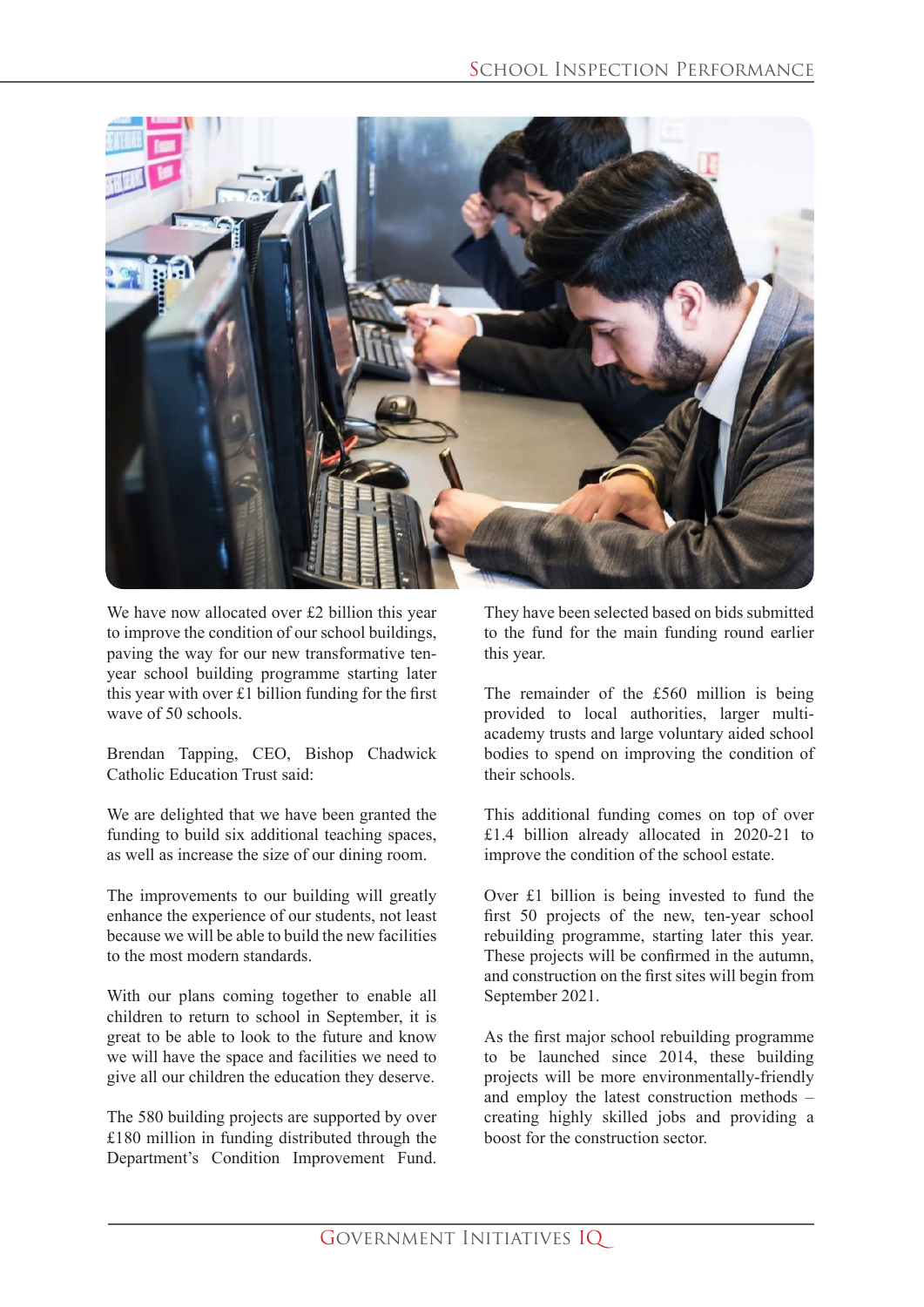We have now allocated over £2 billion this year to improve the condition of our school buildings, paving the way for our new transformative ten-year school building programme starting later this year with over £1 billion funding for the first wave of 50 schools.

Brendan Tapping, CEO, Bishop Chadwick Catholic Education Trust said:

We are delighted that we have been granted the funding to build six additional teaching spaces, as well as increase the size of our dining room.

The improvements to our building will greatly enhance the experience of our students, not least because we will be able to build the new facilities to the most modern standards.

With our plans coming together to enable all children to return to school in September, it is great to be able to look to the future and know we will have the space and facilities we need to give all our children the education they deserve.

The 580 building projects are supported by over £180 million in funding distributed through the Department's Condition Improvement Fund. They have been selected based on bids submitted to the fund for the main funding round earlier this year.

The remainder of the £560 million is being provided to local authorities, larger multi-academy trusts and large voluntary aided school bodies to spend on improving the condition of their schools.

This additional funding comes on top of over £1.4 billion already allocated in 2020-21 to improve the condition of the school estate.

Over £1 billion is being invested to fund the first 50 projects of the new, ten-year school rebuilding programme, starting later this year. These projects will be confirmed in the autumn, and construction on the first sites will begin from September 2021.

As the first major school rebuilding programme to be launched since 2014, these building projects will be more environmentally-friendly and employ the latest construction methods – creating highly skilled jobs and providing a boost for the construction sector.